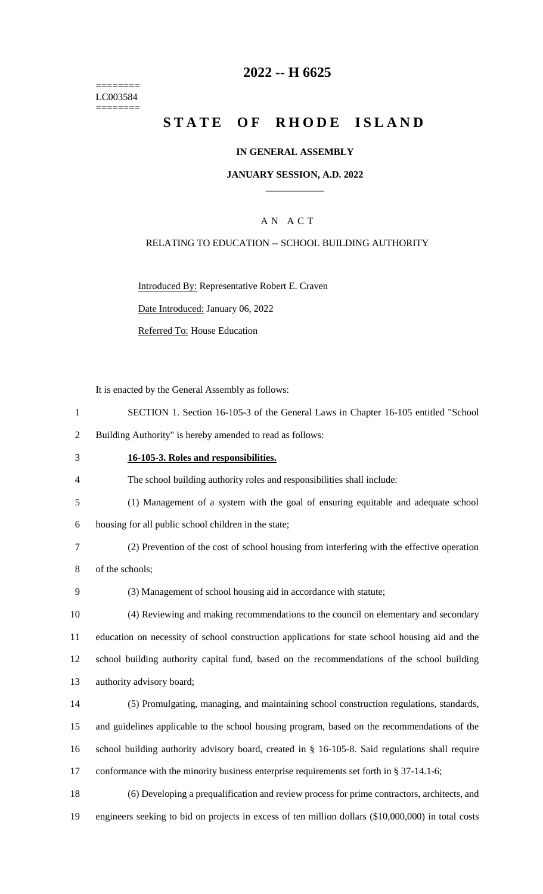========
LC003584
========

# 2022 -- H 6625

# STATE OF RHODE ISLAND

### IN GENERAL ASSEMBLY

### JANUARY SESSION, A.D. 2022

## A N A C T

RELATING TO EDUCATION -- SCHOOL BUILDING AUTHORITY

Introduced By: Representative Robert E. Craven

Date Introduced: January 06, 2022

Referred To: House Education

It is enacted by the General Assembly as follows:

1 SECTION 1. Section 16-105-3 of the General Laws in Chapter 16-105 entitled "School
2 Building Authority" is hereby amended to read as follows:

3 **16-105-3. Roles and responsibilities.**

4 The school building authority roles and responsibilities shall include:

5 (1) Management of a system with the goal of ensuring equitable and adequate school
6 housing for all public school children in the state;

7 (2) Prevention of the cost of school housing from interfering with the effective operation
8 of the schools;

9 (3) Management of school housing aid in accordance with statute;

10 (4) Reviewing and making recommendations to the council on elementary and secondary
11 education on necessity of school construction applications for state school housing aid and the
12 school building authority capital fund, based on the recommendations of the school building
13 authority advisory board;

14 (5) Promulgating, managing, and maintaining school construction regulations, standards,
15 and guidelines applicable to the school housing program, based on the recommendations of the
16 school building authority advisory board, created in § 16-105-8. Said regulations shall require
17 conformance with the minority business enterprise requirements set forth in § 37-14.1-6;

18 (6) Developing a prequalification and review process for prime contractors, architects, and
19 engineers seeking to bid on projects in excess of ten million dollars ($10,000,000) in total costs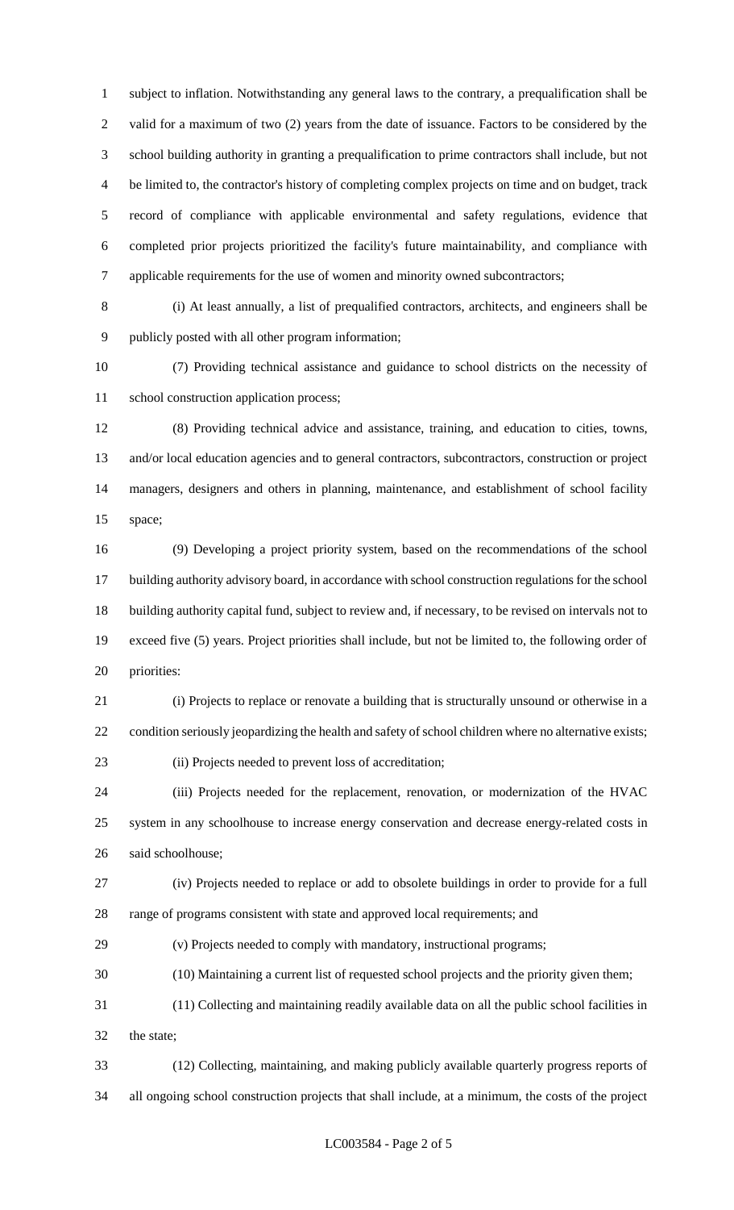subject to inflation. Notwithstanding any general laws to the contrary, a prequalification shall be valid for a maximum of two (2) years from the date of issuance. Factors to be considered by the school building authority in granting a prequalification to prime contractors shall include, but not be limited to, the contractor's history of completing complex projects on time and on budget, track record of compliance with applicable environmental and safety regulations, evidence that completed prior projects prioritized the facility's future maintainability, and compliance with applicable requirements for the use of women and minority owned subcontractors;

(i) At least annually, a list of prequalified contractors, architects, and engineers shall be publicly posted with all other program information;

(7) Providing technical assistance and guidance to school districts on the necessity of school construction application process;

(8) Providing technical advice and assistance, training, and education to cities, towns, and/or local education agencies and to general contractors, subcontractors, construction or project managers, designers and others in planning, maintenance, and establishment of school facility space;

(9) Developing a project priority system, based on the recommendations of the school building authority advisory board, in accordance with school construction regulations for the school building authority capital fund, subject to review and, if necessary, to be revised on intervals not to exceed five (5) years. Project priorities shall include, but not be limited to, the following order of priorities:

(i) Projects to replace or renovate a building that is structurally unsound or otherwise in a condition seriously jeopardizing the health and safety of school children where no alternative exists;

(ii) Projects needed to prevent loss of accreditation;

(iii) Projects needed for the replacement, renovation, or modernization of the HVAC system in any schoolhouse to increase energy conservation and decrease energy-related costs in said schoolhouse;

(iv) Projects needed to replace or add to obsolete buildings in order to provide for a full range of programs consistent with state and approved local requirements; and

(v) Projects needed to comply with mandatory, instructional programs;

(10) Maintaining a current list of requested school projects and the priority given them;

(11) Collecting and maintaining readily available data on all the public school facilities in the state;

(12) Collecting, maintaining, and making publicly available quarterly progress reports of all ongoing school construction projects that shall include, at a minimum, the costs of the project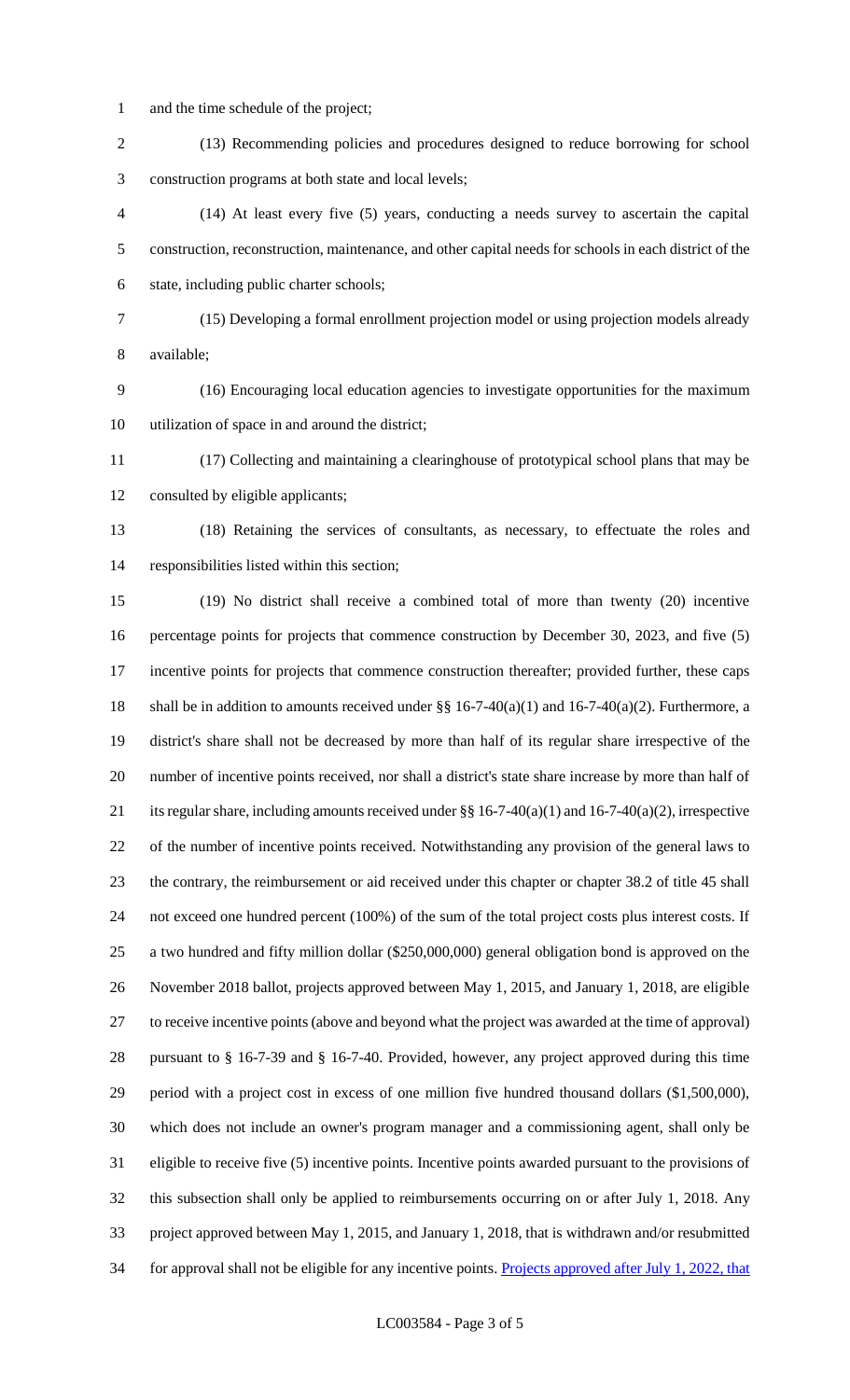and the time schedule of the project;

(13) Recommending policies and procedures designed to reduce borrowing for school construction programs at both state and local levels;

(14) At least every five (5) years, conducting a needs survey to ascertain the capital construction, reconstruction, maintenance, and other capital needs for schools in each district of the state, including public charter schools;

(15) Developing a formal enrollment projection model or using projection models already available;

(16) Encouraging local education agencies to investigate opportunities for the maximum utilization of space in and around the district;

(17) Collecting and maintaining a clearinghouse of prototypical school plans that may be consulted by eligible applicants;

(18) Retaining the services of consultants, as necessary, to effectuate the roles and responsibilities listed within this section;

(19) No district shall receive a combined total of more than twenty (20) incentive percentage points for projects that commence construction by December 30, 2023, and five (5) incentive points for projects that commence construction thereafter; provided further, these caps shall be in addition to amounts received under §§ 16-7-40(a)(1) and 16-7-40(a)(2). Furthermore, a district's share shall not be decreased by more than half of its regular share irrespective of the number of incentive points received, nor shall a district's state share increase by more than half of its regular share, including amounts received under §§ 16-7-40(a)(1) and 16-7-40(a)(2), irrespective of the number of incentive points received. Notwithstanding any provision of the general laws to the contrary, the reimbursement or aid received under this chapter or chapter 38.2 of title 45 shall not exceed one hundred percent (100%) of the sum of the total project costs plus interest costs. If a two hundred and fifty million dollar ($250,000,000) general obligation bond is approved on the November 2018 ballot, projects approved between May 1, 2015, and January 1, 2018, are eligible to receive incentive points (above and beyond what the project was awarded at the time of approval) pursuant to § 16-7-39 and § 16-7-40. Provided, however, any project approved during this time period with a project cost in excess of one million five hundred thousand dollars ($1,500,000), which does not include an owner's program manager and a commissioning agent, shall only be eligible to receive five (5) incentive points. Incentive points awarded pursuant to the provisions of this subsection shall only be applied to reimbursements occurring on or after July 1, 2018. Any project approved between May 1, 2015, and January 1, 2018, that is withdrawn and/or resubmitted for approval shall not be eligible for any incentive points. Projects approved after July 1, 2022, that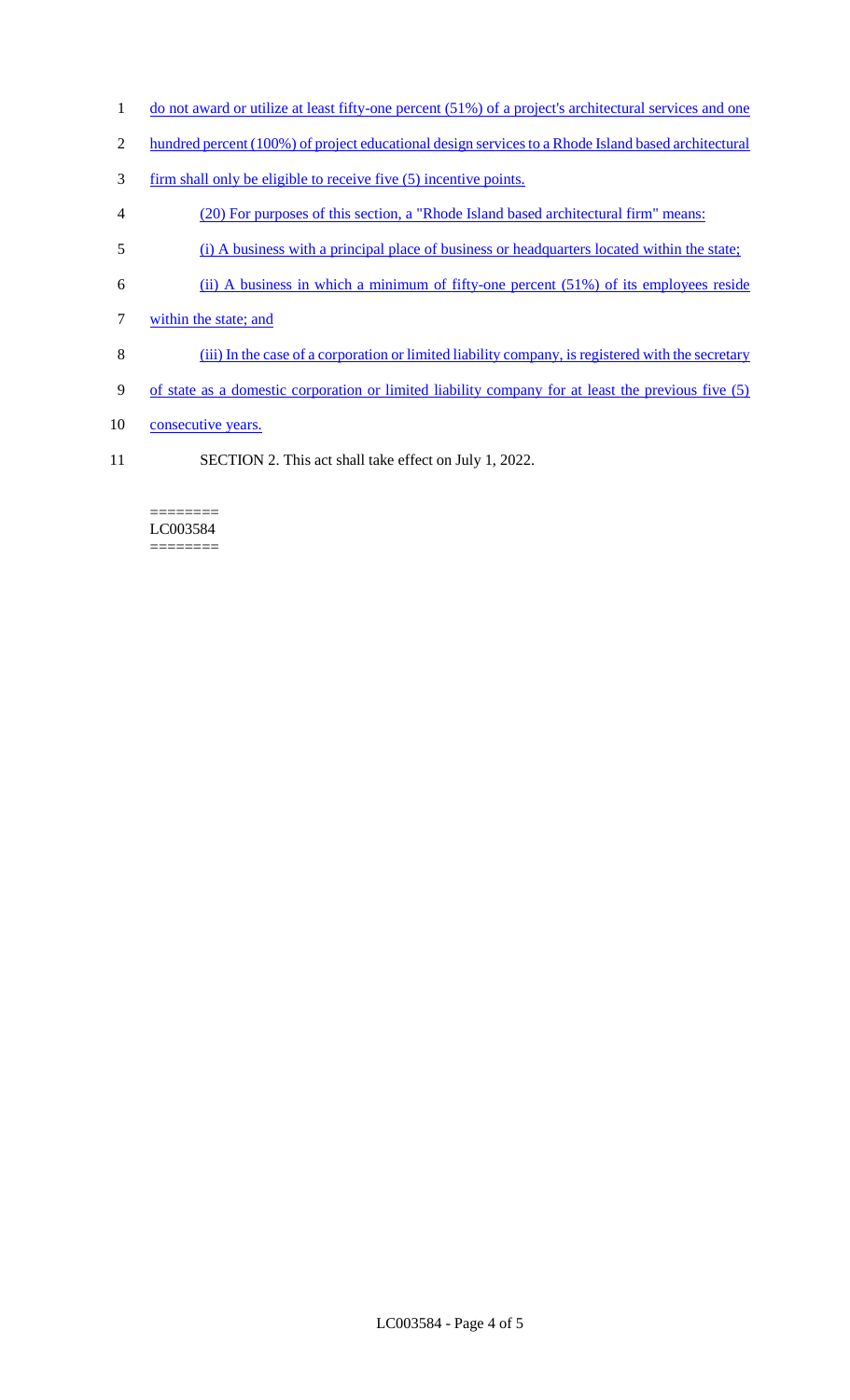do not award or utilize at least fifty-one percent (51%) of a project's architectural services and one hundred percent (100%) of project educational design services to a Rhode Island based architectural firm shall only be eligible to receive five (5) incentive points.

(20) For purposes of this section, a "Rhode Island based architectural firm" means:

(i) A business with a principal place of business or headquarters located within the state;

(ii) A business in which a minimum of fifty-one percent (51%) of its employees reside within the state; and

(iii) In the case of a corporation or limited liability company, is registered with the secretary of state as a domestic corporation or limited liability company for at least the previous five (5) consecutive years.

SECTION 2. This act shall take effect on July 1, 2022.

========
LC003584
========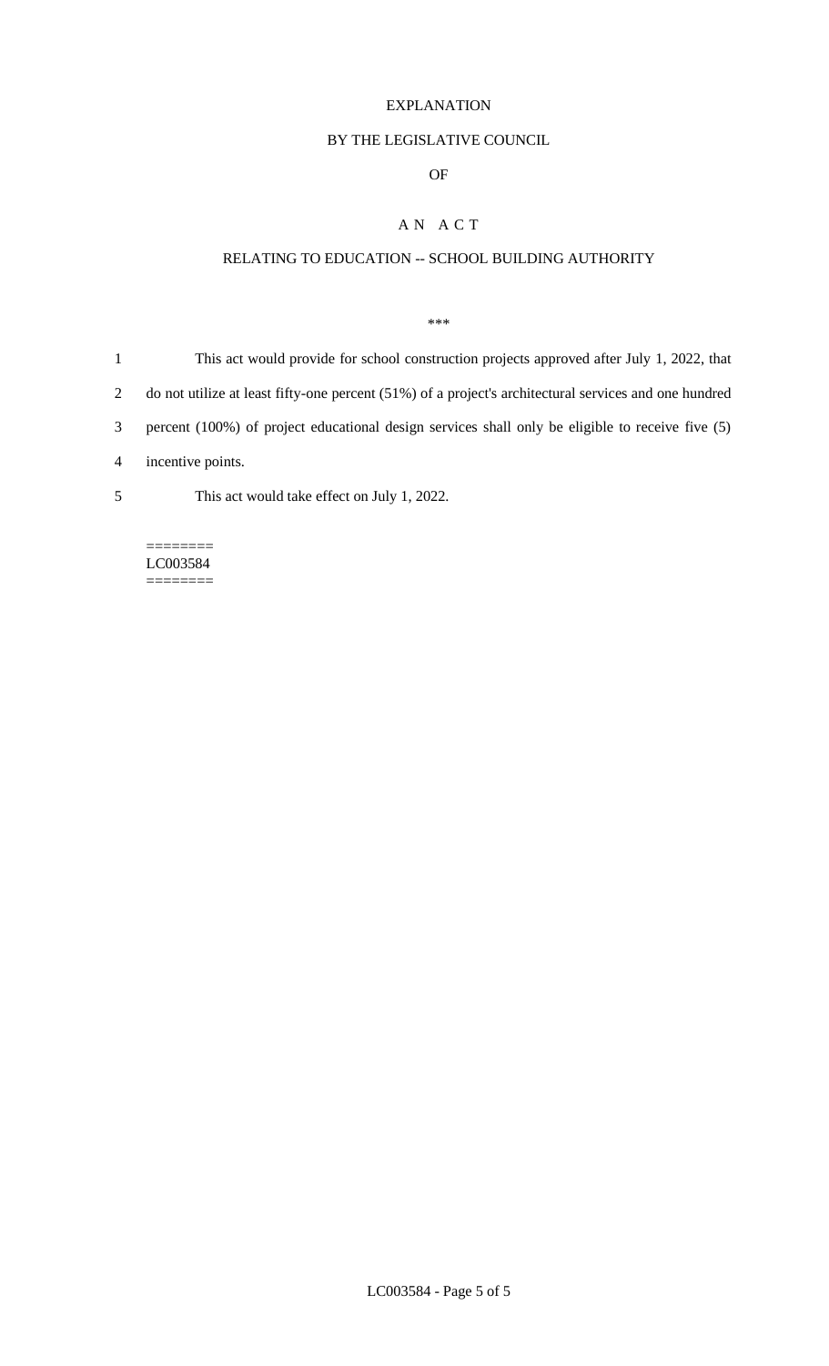EXPLANATION

BY THE LEGISLATIVE COUNCIL

OF

# A N A C T

## RELATING TO EDUCATION -- SCHOOL BUILDING AUTHORITY

\*\*\*

1 This act would provide for school construction projects approved after July 1, 2022, that
2 do not utilize at least fifty-one percent (51%) of a project's architectural services and one hundred
3 percent (100%) of project educational design services shall only be eligible to receive five (5)
4 incentive points.

5 This act would take effect on July 1, 2022.

========
LC003584
========